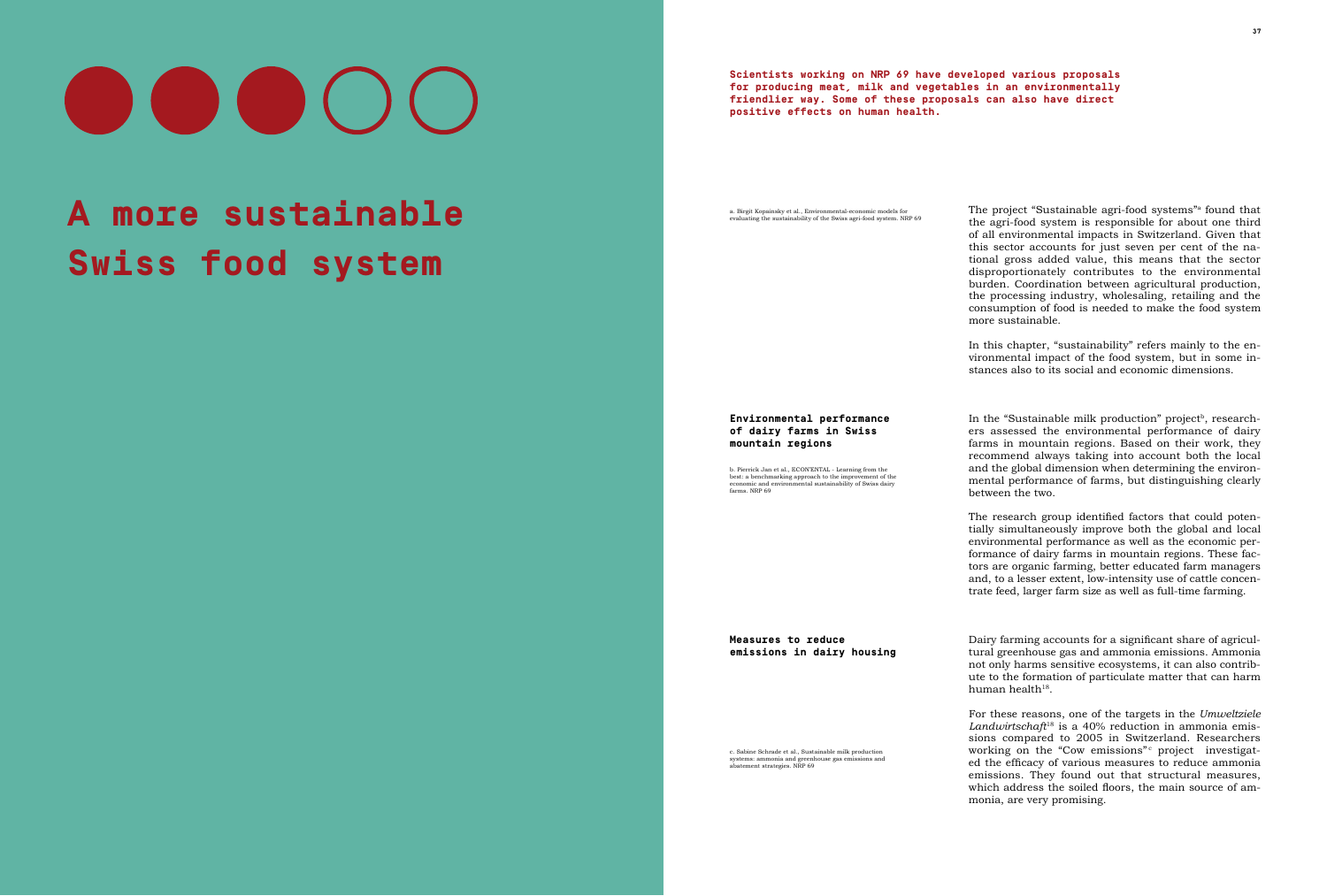# A more sustainable Swiss food system

**Scientists working on NRP 69 have developed various proposals for producing meat, milk and vegetables in an environmentally friendlier way. Some of these proposals can also have direct positive effects on human health.**

The project "Sustainable agri-food systems"[a] found that the agri-food system is responsible for about one third of all environmental impacts in Switzerland. Given that this sector accounts for just seven per cent of the national gross added value, this means that the sector disproportionately contributes to the environmental burden. Coordination between agricultural production, the processing industry, wholesaling, retailing and the consumption of food is needed to make the food system more sustainable.

In this chapter, "sustainability" refers mainly to the environmental impact of the food system, but in some instances also to its social and economic dimensions.

a. Birgit Kopainsky et al., Environmental-economic models for evaluating the sustainability of the Swiss agri-food system. NRP 69

### Environmental performance of dairy farms in Swiss mountain regions

In the "Sustainable milk production" project[b], researchers assessed the environmental performance of dairy farms in mountain regions. Based on their work, they recommend always taking into account both the local and the global dimension when determining the environmental performance of farms, but distinguishing clearly between the two.

The research group identified factors that could potentially simultaneously improve both the global and local environmental performance as well as the economic performance of dairy farms in mountain regions. These factors are organic farming, better educated farm managers and, to a lesser extent, low-intensity use of cattle concentrate feed, larger farm size as well as full-time farming.

b. Pierrick Jan et al., ECON'ENTAL – Learning from the best: a benchmarking approach to the improvement of the economic and environmental sustainability of Swiss dairy farms. NRP 69

### Measures to reduce emissions in dairy housing

Dairy farming accounts for a significant share of agricultural greenhouse gas and ammonia emissions. Ammonia not only harms sensitive ecosystems, it can also contribute to the formation of particulate matter that can harm human health[18].

For these reasons, one of the targets in the *Umweltziele Landwirtschaft*[18] is a 40% reduction in ammonia emissions compared to 2005 in Switzerland. Researchers working on the "Cow emissions"[c] project investigated the efficacy of various measures to reduce ammonia emissions. They found out that structural measures, which address the soiled floors, the main source of ammonia, are very promising.

c. Sabine Schrade et al., Sustainable milk production systems: ammonia and greenhouse gas emissions and abatement strategies. NRP 69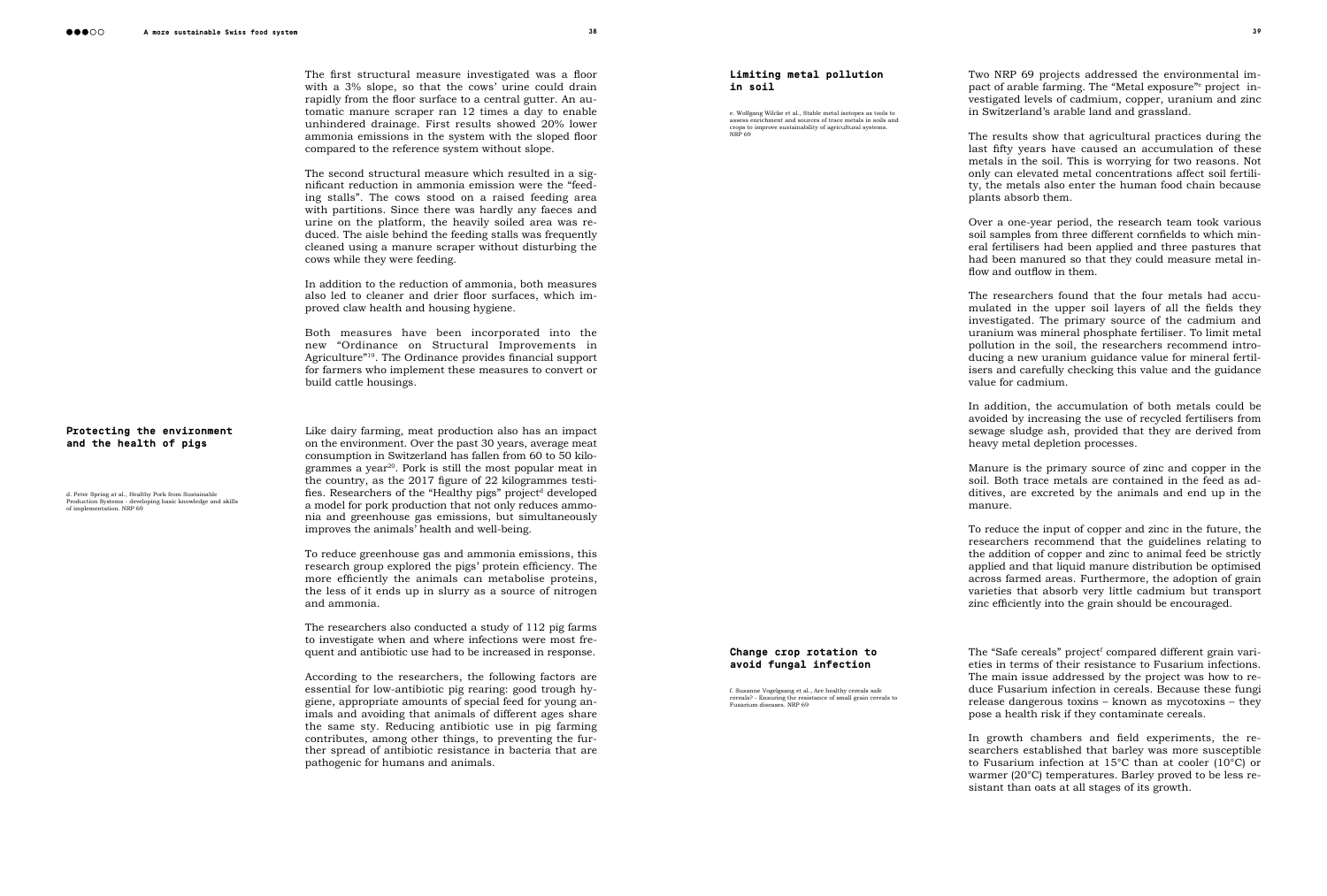The first structural measure investigated was a floor with a 3% slope, so that the cows' urine could drain rapidly from the floor surface to a central gutter. An automatic manure scraper ran 12 times a day to enable unhindered drainage. First results showed 20% lower ammonia emissions in the system with the sloped floor compared to the reference system without slope.

The second structural measure which resulted in a significant reduction in ammonia emission were the "feeding stalls". The cows stood on a raised feeding area with partitions. Since there was hardly any faeces and urine on the platform, the heavily soiled area was reduced. The aisle behind the feeding stalls was frequently cleaned using a manure scraper without disturbing the cows while they were feeding.

In addition to the reduction of ammonia, both measures also led to cleaner and drier floor surfaces, which improved claw health and housing hygiene.

Both measures have been incorporated into the new "Ordinance on Structural Improvements in Agriculture"[19]. The Ordinance provides financial support for farmers who implement these measures to convert or build cattle housings.

## Protecting the environment and the health of pigs

d. Peter Spring at al., Healthy Pork from Sustainable Production Systems - developing basic knowledge and skills of implementation. NRP 69

Like dairy farming, meat production also has an impact on the environment. Over the past 30 years, average meat consumption in Switzerland has fallen from 60 to 50 kilogrammes a year[20]. Pork is still the most popular meat in the country, as the 2017 figure of 22 kilogrammes testifies. Researchers of the "Healthy pigs" project[d] developed a model for pork production that not only reduces ammonia and greenhouse gas emissions, but simultaneously improves the animals' health and well-being.

To reduce greenhouse gas and ammonia emissions, this research group explored the pigs' protein efficiency. The more efficiently the animals can metabolise proteins, the less of it ends up in slurry as a source of nitrogen and ammonia.

The researchers also conducted a study of 112 pig farms to investigate when and where infections were most frequent and antibiotic use had to be increased in response.

According to the researchers, the following factors are essential for low-antibiotic pig rearing: good trough hygiene, appropriate amounts of special feed for young animals and avoiding that animals of different ages share the same sty. Reducing antibiotic use in pig farming contributes, among other things, to preventing the further spread of antibiotic resistance in bacteria that are pathogenic for humans and animals.

## Limiting metal pollution in soil

e. Wolfgang Wilcke et al., Stable metal isotopes as tools to assess enrichment and sources of trace metals in soils and crops to improve sustainability of agricultural systems. NRP 69

Two NRP 69 projects addressed the environmental impact of arable farming. The "Metal exposure"[e] project investigated levels of cadmium, copper, uranium and zinc in Switzerland's arable land and grassland.

The results show that agricultural practices during the last fifty years have caused an accumulation of these metals in the soil. This is worrying for two reasons. Not only can elevated metal concentrations affect soil fertility, the metals also enter the human food chain because plants absorb them.

Over a one-year period, the research team took various soil samples from three different cornfields to which mineral fertilisers had been applied and three pastures that had been manured so that they could measure metal inflow and outflow in them.

The researchers found that the four metals had accumulated in the upper soil layers of all the fields they investigated. The primary source of the cadmium and uranium was mineral phosphate fertiliser. To limit metal pollution in the soil, the researchers recommend introducing a new uranium guidance value for mineral fertilisers and carefully checking this value and the guidance value for cadmium.

In addition, the accumulation of both metals could be avoided by increasing the use of recycled fertilisers from sewage sludge ash, provided that they are derived from heavy metal depletion processes.

Manure is the primary source of zinc and copper in the soil. Both trace metals are contained in the feed as additives, are excreted by the animals and end up in the manure.

To reduce the input of copper and zinc in the future, the researchers recommend that the guidelines relating to the addition of copper and zinc to animal feed be strictly applied and that liquid manure distribution be optimised across farmed areas. Furthermore, the adoption of grain varieties that absorb very little cadmium but transport zinc efficiently into the grain should be encouraged.

## Change crop rotation to avoid fungal infection

f. Susanne Vogelgsang et al., Are healthy cereals safe cereals? - Ensuring the resistance of small grain cereals to Fusarium diseases. NRP 69

The "Safe cereals" project[f] compared different grain varieties in terms of their resistance to Fusarium infections. The main issue addressed by the project was how to reduce Fusarium infection in cereals. Because these fungi release dangerous toxins – known as mycotoxins – they pose a health risk if they contaminate cereals.

In growth chambers and field experiments, the researchers established that barley was more susceptible to Fusarium infection at 15°C than at cooler (10°C) or warmer (20°C) temperatures. Barley proved to be less resistant than oats at all stages of its growth.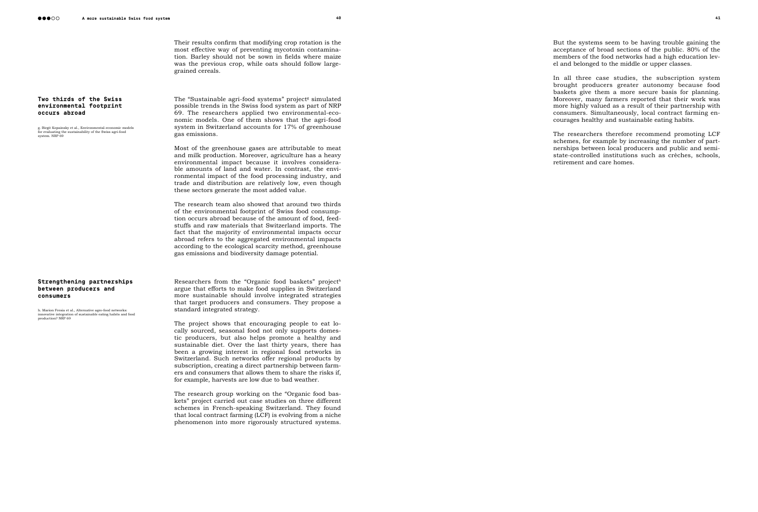Their results confirm that modifying crop rotation is the most effective way of preventing mycotoxin contamination. Barley should not be sown in fields where maize was the previous crop, while oats should follow large-grained cereals.

### Two thirds of the Swiss environmental footprint occurs abroad

g. Birgit Kopainsky et al., Environmental-economic models for evaluating the sustainability of the Swiss agri-food system. NRP 69

The "Sustainable agri-food systems" project[g] simulated possible trends in the Swiss food system as part of NRP 69. The researchers applied two environmental-economic models. One of them shows that the agri-food system in Switzerland accounts for 17% of greenhouse gas emissions.

Most of the greenhouse gases are attributable to meat and milk production. Moreover, agriculture has a heavy environmental impact because it involves considerable amounts of land and water. In contrast, the environmental impact of the food processing industry, and trade and distribution are relatively low, even though these sectors generate the most added value.

The research team also showed that around two thirds of the environmental footprint of Swiss food consumption occurs abroad because of the amount of food, feedstuffs and raw materials that Switzerland imports. The fact that the majority of environmental impacts occur abroad refers to the aggregated environmental impacts according to the ecological scarcity method, greenhouse gas emissions and biodiversity damage potential.

### Strengthening partnerships between producers and consumers

h. Marion Fresia et al., Alternative agro-food networks: innovative integration of sustainable eating habits and food production? NRP 69

Researchers from the "Organic food baskets" project[h] argue that efforts to make food supplies in Switzerland more sustainable should involve integrated strategies that target producers and consumers. They propose a standard integrated strategy.

The project shows that encouraging people to eat locally sourced, seasonal food not only supports domestic producers, but also helps promote a healthy and sustainable diet. Over the last thirty years, there has been a growing interest in regional food networks in Switzerland. Such networks offer regional products by subscription, creating a direct partnership between farmers and consumers that allows them to share the risks if, for example, harvests are low due to bad weather.

The research group working on the "Organic food baskets" project carried out case studies on three different schemes in French-speaking Switzerland. They found that local contract farming (LCF) is evolving from a niche phenomenon into more rigorously structured systems. But the systems seem to be having trouble gaining the acceptance of broad sections of the public. 80% of the members of the food networks had a high education level and belonged to the middle or upper classes.

In all three case studies, the subscription system brought producers greater autonomy because food baskets give them a more secure basis for planning. Moreover, many farmers reported that their work was more highly valued as a result of their partnership with consumers. Simultaneously, local contract farming encourages healthy and sustainable eating habits.

The researchers therefore recommend promoting LCF schemes, for example by increasing the number of partnerships between local producers and public and semi-state-controlled institutions such as crèches, schools, retirement and care homes.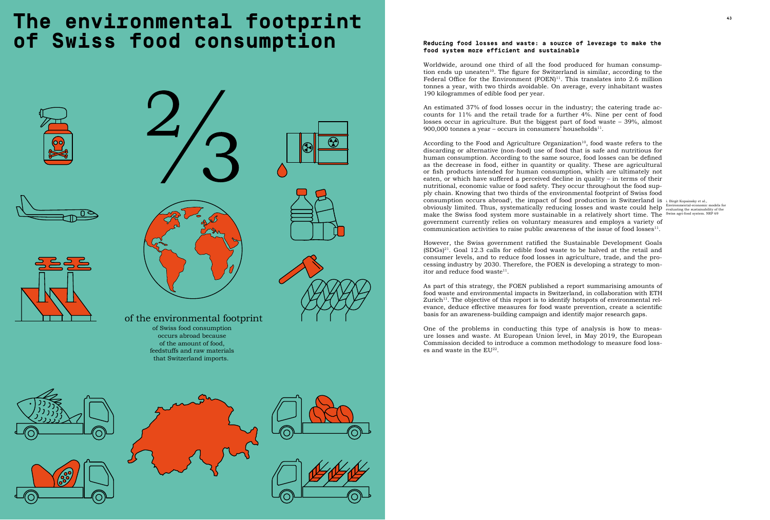# The environmental footprint of Swiss food consumption

2/3

of the environmental footprint

of Swiss food consumption occurs abroad because of the amount of food, feedstuffs and raw materials that Switzerland imports.

**Reducing food losses and waste: a source of leverage to make the food system more efficient and sustainable**

Worldwide, around one third of all the food produced for human consumption ends up uneaten[10]. The figure for Switzerland is similar, according to the Federal Office for the Environment (FOEN)[11]. This translates into 2.6 million tonnes a year, with two thirds avoidable. On average, every inhabitant wastes 190 kilogrammes of edible food per year.

An estimated 37% of food losses occur in the industry; the catering trade accounts for 11% and the retail trade for a further 4%. Nine per cent of food losses occur in agriculture. But the biggest part of food waste – 39%, almost 900,000 tonnes a year – occurs in consumers' households[11].

According to the Food and Agriculture Organization[10], food waste refers to the discarding or alternative (non-food) use of food that is safe and nutritious for human consumption. According to the same source, food losses can be defined as the decrease in food, either in quantity or quality. These are agricultural or fish products intended for human consumption, which are ultimately not eaten, or which have suffered a perceived decline in quality – in terms of their nutritional, economic value or food safety. They occur throughout the food supply chain. Knowing that two thirds of the environmental footprint of Swiss food consumption occurs abroad[i], the impact of food production in Switzerland is obviously limited. Thus, systematically reducing losses and waste could help make the Swiss food system more sustainable in a relatively short time. The government currently relies on voluntary measures and employs a variety of communication activities to raise public awareness of the issue of food losses[11].

However, the Swiss government ratified the Sustainable Development Goals (SDGs)[21]. Goal 12.3 calls for edible food waste to be halved at the retail and consumer levels, and to reduce food losses in agriculture, trade, and the processing industry by 2030. Therefore, the FOEN is developing a strategy to monitor and reduce food waste[11].

As part of this strategy, the FOEN published a report summarising amounts of food waste and environmental impacts in Switzerland, in collaboration with ETH Zurich[11]. The objective of this report is to identify hotspots of environmental relevance, deduce effective measures for food waste prevention, create a scientific basis for an awareness-building campaign and identify major research gaps.

One of the problems in conducting this type of analysis is how to measure losses and waste. At European Union level, in May 2019, the European Commission decided to introduce a common methodology to measure food losses and waste in the EU[22].

i. Birgit Kopainsky et al., Environmental-economic models for evaluating the sustainability of the Swiss agri-food system. NRP 69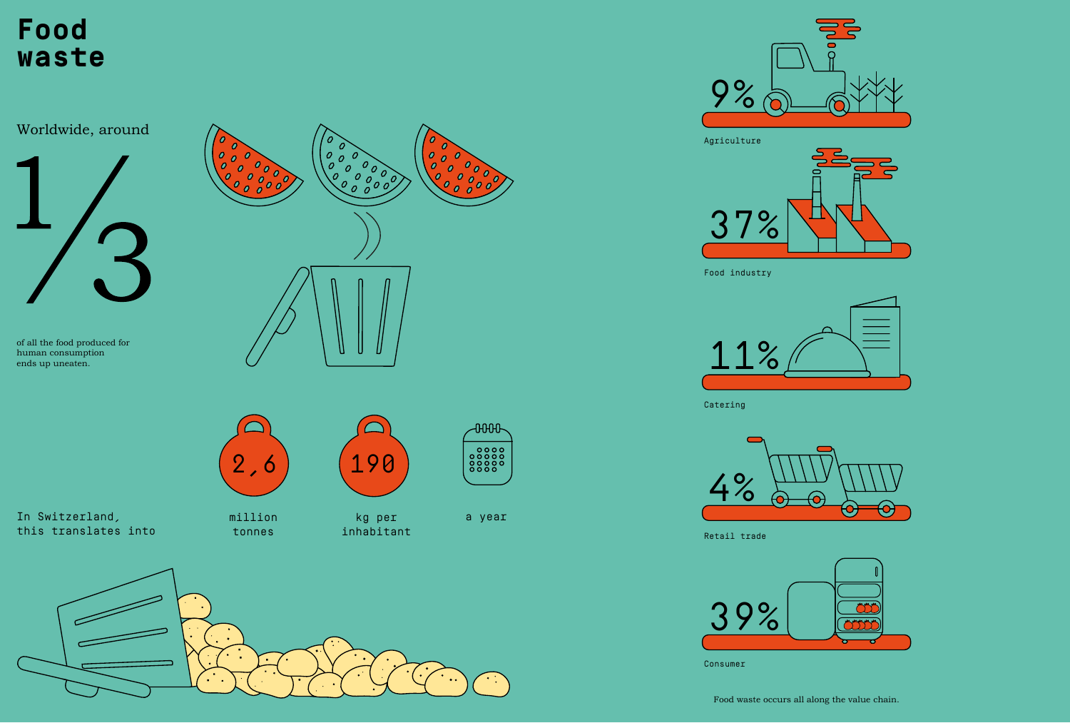# Food waste

Worldwide, around

1/3

of all the food produced for human consumption ends up uneaten.

In Switzerland, this translates into

2,6 million tonnes

190 kg per inhabitant

a year

9%

Agriculture

37%

Food industry

11%

Catering

4%

Retail trade

39%

Consumer

Food waste occurs all along the value chain.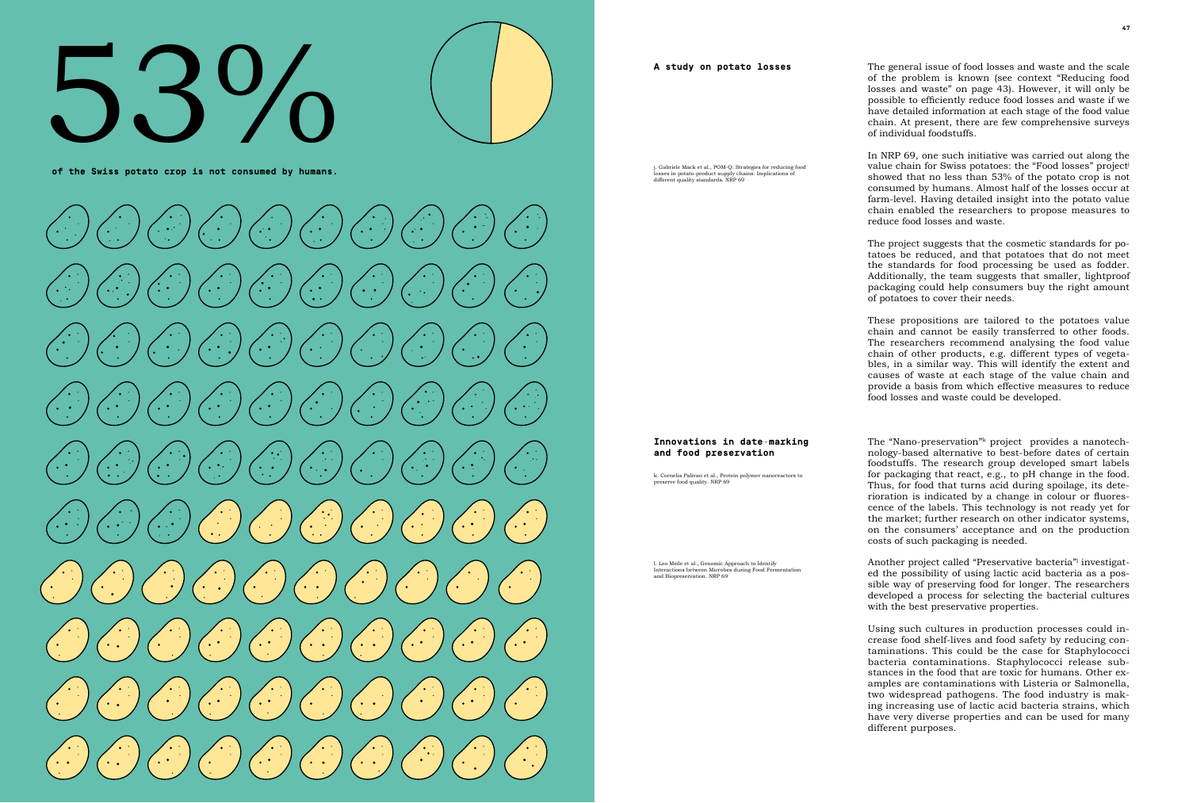# 53%

**of the Swiss potato crop is not consumed by humans.**

## A study on potato losses

The general issue of food losses and waste and the scale of the problem is known (see context "Reducing food losses and waste" on page 43). However, it will only be possible to efficiently reduce food losses and waste if we have detailed information at each stage of the food value chain. At present, there are few comprehensive surveys of individual foodstuffs.

In NRP 69, one such initiative was carried out along the value chain for Swiss potatoes: the "Food losses" project[j] showed that no less than 53% of the potato crop is not consumed by humans. Almost half of the losses occur at farm-level. Having detailed insight into the potato value chain enabled the researchers to propose measures to reduce food losses and waste.

The project suggests that the cosmetic standards for potatoes be reduced, and that potatoes that do not meet the standards for food processing be used as fodder. Additionally, the team suggests that smaller, lightproof packaging could help consumers buy the right amount of potatoes to cover their needs.

These propositions are tailored to the potatoes value chain and cannot be easily transferred to other foods. The researchers recommend analysing the food value chain of other products, e.g. different types of vegetables, in a similar way. This will identify the extent and causes of waste at each stage of the value chain and provide a basis from which effective measures to reduce food losses and waste could be developed.

j. Gabriele Mack et al., POM-Q: Strategies for reducing food losses in potato-product supply chains: Implications of different quality standards. NRP 69

## Innovations in date-marking and food preservation

The "Nano-preservation"[k] project provides a nanotechnology-based alternative to best-before dates of certain foodstuffs. The research group developed smart labels for packaging that react, e.g., to pH change in the food. Thus, for food that turns acid during spoilage, its deterioration is indicated by a change in colour or fluorescence of the labels. This technology is not ready yet for the market; further research on other indicator systems, on the consumers' acceptance and on the production costs of such packaging is needed.

Another project called "Preservative bacteria"[l] investigated the possibility of using lactic acid bacteria as a possible way of preserving food for longer. The researchers developed a process for selecting the bacterial cultures with the best preservative properties.

Using such cultures in production processes could increase food shelf-lives and food safety by reducing contaminations. This could be the case for Staphylococci bacteria contaminations. Staphylococci release substances in the food that are toxic for humans. Other examples are contaminations with Listeria or Salmonella, two widespread pathogens. The food industry is making increasing use of lactic acid bacteria strains, which have very diverse properties and can be used for many different purposes.

k. Cornelia Palivan et al., Protein polymer nanoreactors to preserve food quality. NRP 69

l. Leo Meile et al., Genomic Approach to Identify Interactions between Microbes during Food Fermentation and Biopreservation. NRP 69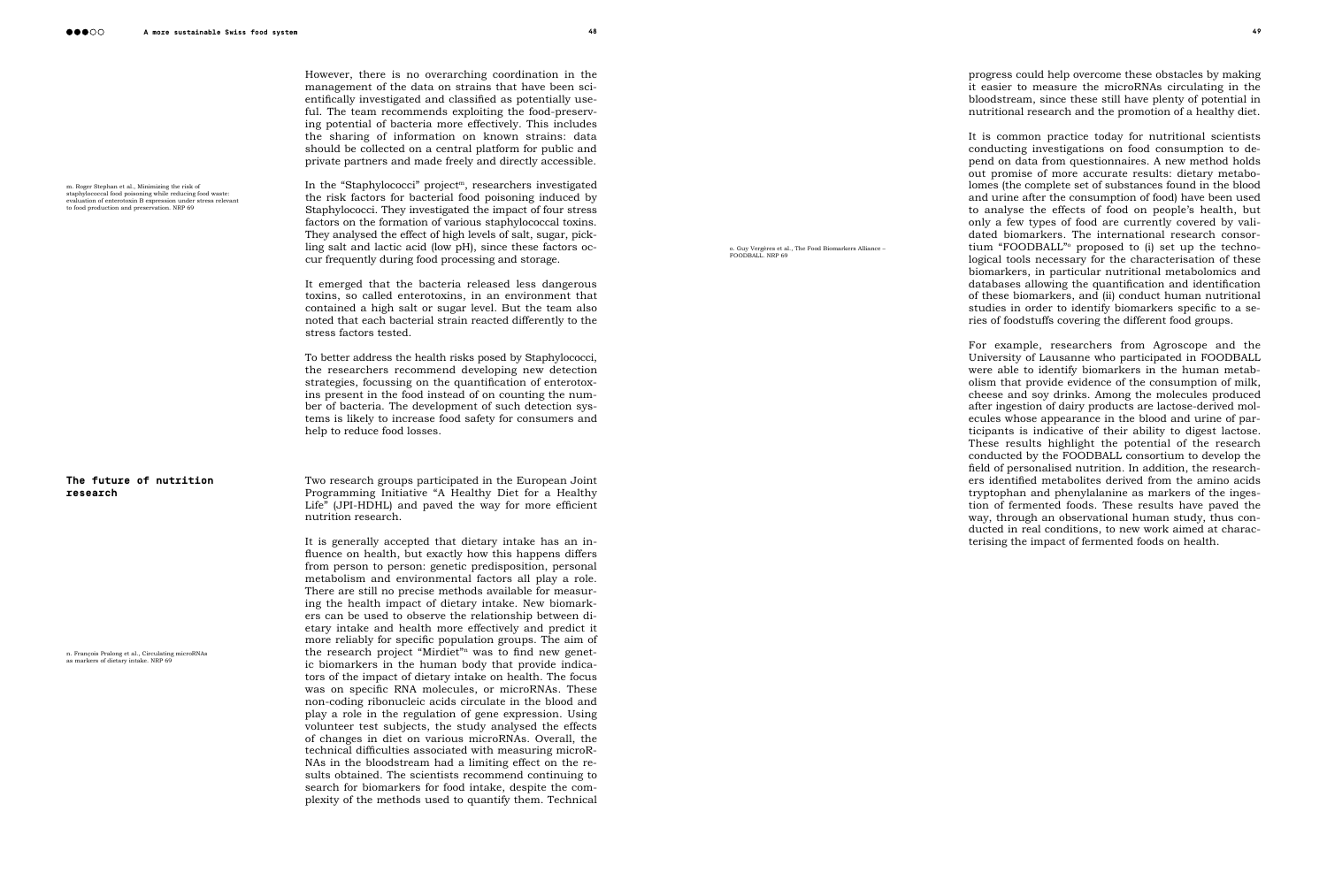However, there is no overarching coordination in the management of the data on strains that have been scientifically investigated and classified as potentially useful. The team recommends exploiting the food-preserving potential of bacteria more effectively. This includes the sharing of information on known strains: data should be collected on a central platform for public and private partners and made freely and directly accessible.

In the "Staphylococci" project[m], researchers investigated the risk factors for bacterial food poisoning induced by Staphylococci. They investigated the impact of four stress factors on the formation of various staphylococcal toxins. They analysed the effect of high levels of salt, sugar, pickling salt and lactic acid (low pH), since these factors occur frequently during food processing and storage.

m. Roger Stephan et al., Minimizing the risk of staphylococcal food poisoning while reducing food waste: evaluation of enterotoxin B expression under stress relevant to food production and preservation. NRP 69

It emerged that the bacteria released less dangerous toxins, so called enterotoxins, in an environment that contained a high salt or sugar level. But the team also noted that each bacterial strain reacted differently to the stress factors tested.

To better address the health risks posed by Staphylococci, the researchers recommend developing new detection strategies, focussing on the quantification of enterotoxins present in the food instead of on counting the number of bacteria. The development of such detection systems is likely to increase food safety for consumers and help to reduce food losses.

## The future of nutrition research

Two research groups participated in the European Joint Programming Initiative "A Healthy Diet for a Healthy Life" (JPI-HDHL) and paved the way for more efficient nutrition research.

It is generally accepted that dietary intake has an influence on health, but exactly how this happens differs from person to person: genetic predisposition, personal metabolism and environmental factors all play a role. There are still no precise methods available for measuring the health impact of dietary intake. New biomarkers can be used to observe the relationship between dietary intake and health more effectively and predict it more reliably for specific population groups. The aim of the research project "Mirdiet"[n] was to find new genetic biomarkers in the human body that provide indicators of the impact of dietary intake on health. The focus was on specific RNA molecules, or microRNAs. These non-coding ribonucleic acids circulate in the blood and play a role in the regulation of gene expression. Using volunteer test subjects, the study analysed the effects of changes in diet on various microRNAs. Overall, the technical difficulties associated with measuring microRNAs in the bloodstream had a limiting effect on the results obtained. The scientists recommend continuing to search for biomarkers for food intake, despite the complexity of the methods used to quantify them. Technical progress could help overcome these obstacles by making it easier to measure the microRNAs circulating in the bloodstream, since these still have plenty of potential in nutritional research and the promotion of a healthy diet.

n. François Pralong et al., Circulating microRNAs as markers of dietary intake. NRP 69

It is common practice today for nutritional scientists conducting investigations on food consumption to depend on data from questionnaires. A new method holds out promise of more accurate results: dietary metabolomes (the complete set of substances found in the blood and urine after the consumption of food) have been used to analyse the effects of food on people's health, but only a few types of food are currently covered by validated biomarkers. The international research consortium "FOODBALL"[o] proposed to (i) set up the technological tools necessary for the characterisation of these biomarkers, in particular nutritional metabolomics and databases allowing the quantification and identification of these biomarkers, and (ii) conduct human nutritional studies in order to identify biomarkers specific to a series of foodstuffs covering the different food groups.

o. Guy Vergères et al., The Food Biomarkers Alliance – FOODBALL. NRP 69

For example, researchers from Agroscope and the University of Lausanne who participated in FOODBALL were able to identify biomarkers in the human metabolism that provide evidence of the consumption of milk, cheese and soy drinks. Among the molecules produced after ingestion of dairy products are lactose-derived molecules whose appearance in the blood and urine of participants is indicative of their ability to digest lactose. These results highlight the potential of the research conducted by the FOODBALL consortium to develop the field of personalised nutrition. In addition, the researchers identified metabolites derived from the amino acids tryptophan and phenylalanine as markers of the ingestion of fermented foods. These results have paved the way, through an observational human study, thus conducted in real conditions, to new work aimed at characterising the impact of fermented foods on health.